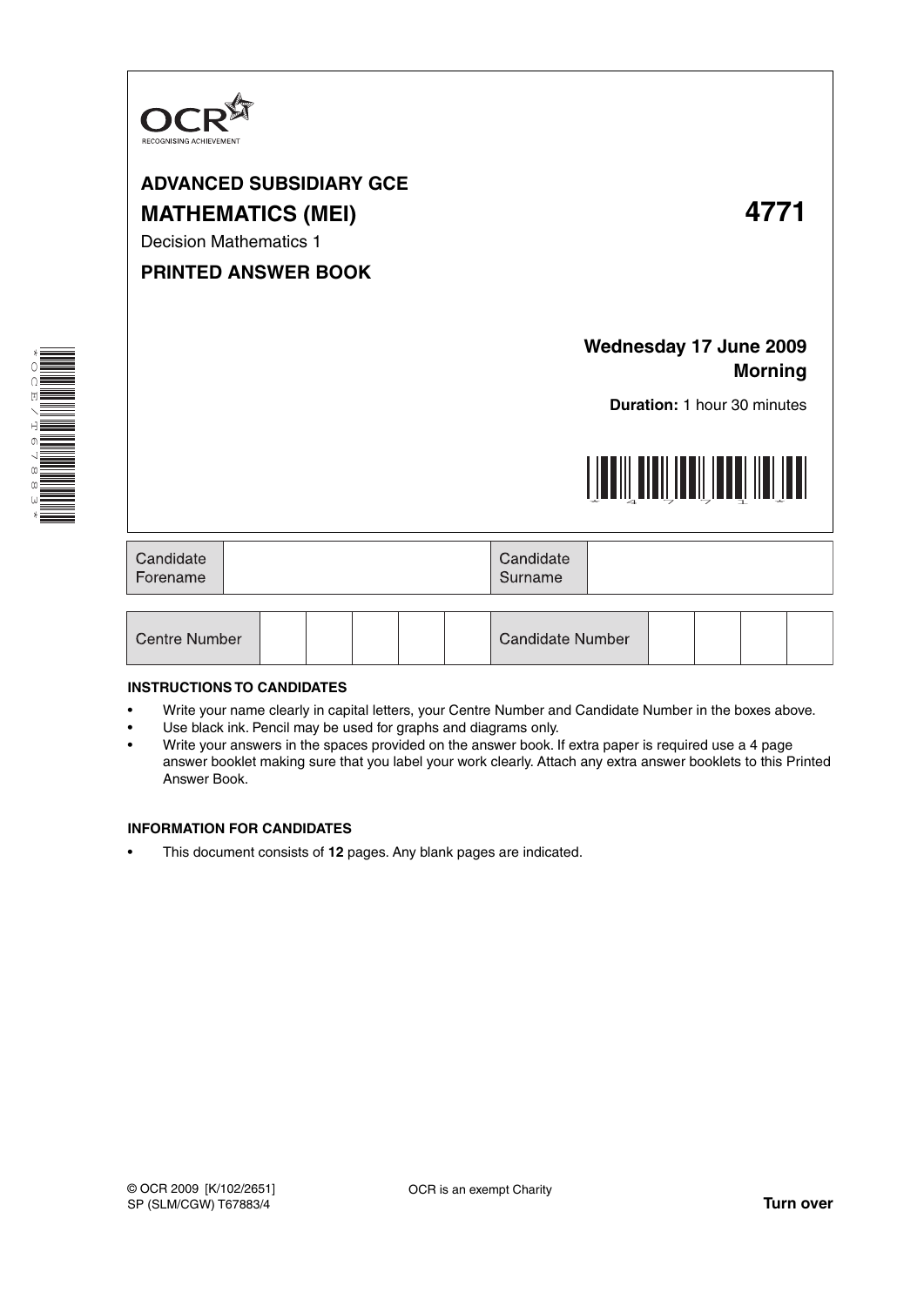OCR
RECOGNISING ACHIEVEMENT

# ADVANCED SUBSIDIARY GCE

# MATHEMATICS (MEI) 4771

Decision Mathematics 1

**PRINTED ANSWER BOOK**

**Wednesday 17 June 2009**
**Morning**

**Duration:** 1 hour 30 minutes

| Candidate Forename | | Candidate Surname | |
|---|---|---|---|

| Centre Number | | | | | | Candidate Number | | | | |
|---|---|---|---|---|---|---|---|---|---|---|

**INSTRUCTIONS TO CANDIDATES**

- Write your name clearly in capital letters, your Centre Number and Candidate Number in the boxes above.
- Use black ink. Pencil may be used for graphs and diagrams only.
- Write your answers in the spaces provided on the answer book. If extra paper is required use a 4 page answer booklet making sure that you label your work clearly. Attach any extra answer booklets to this Printed Answer Book.

**INFORMATION FOR CANDIDATES**

- This document consists of **12** pages. Any blank pages are indicated.

© OCR 2009 [K/102/2651]
SP (SLM/CGW) T67883/4

OCR is an exempt Charity

**Turn over**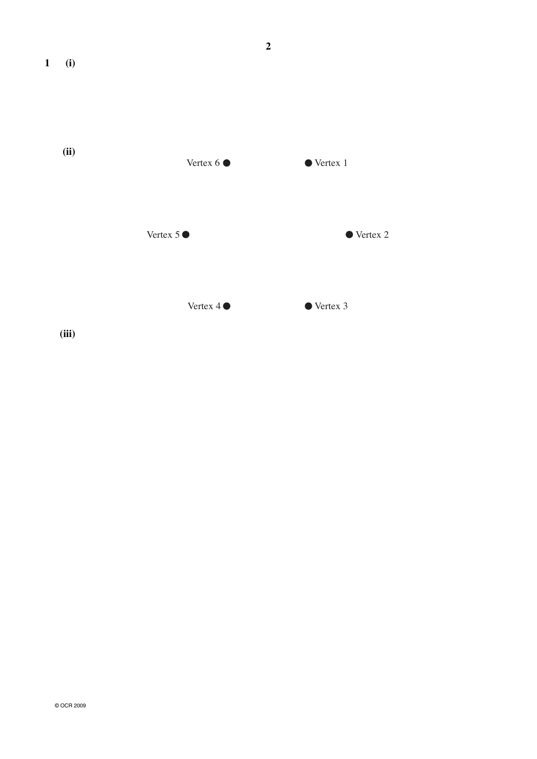**1 (i)**

**(ii)**

Vertex 6 ● ● Vertex 1

Vertex 5 ● ● Vertex 2

Vertex 4 ● ● Vertex 3

**(iii)**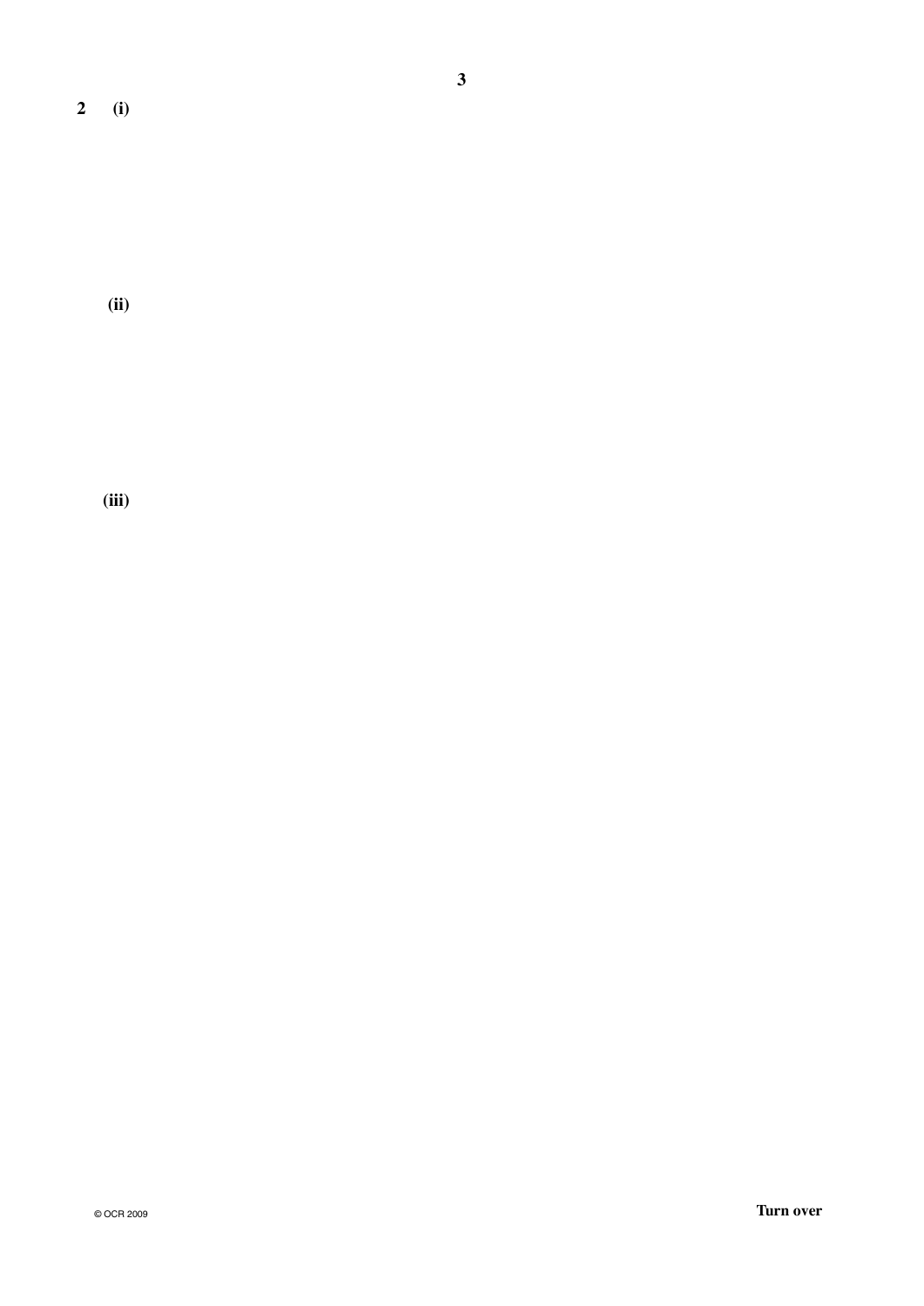**2 (i)**

**(ii)**

**(iii)**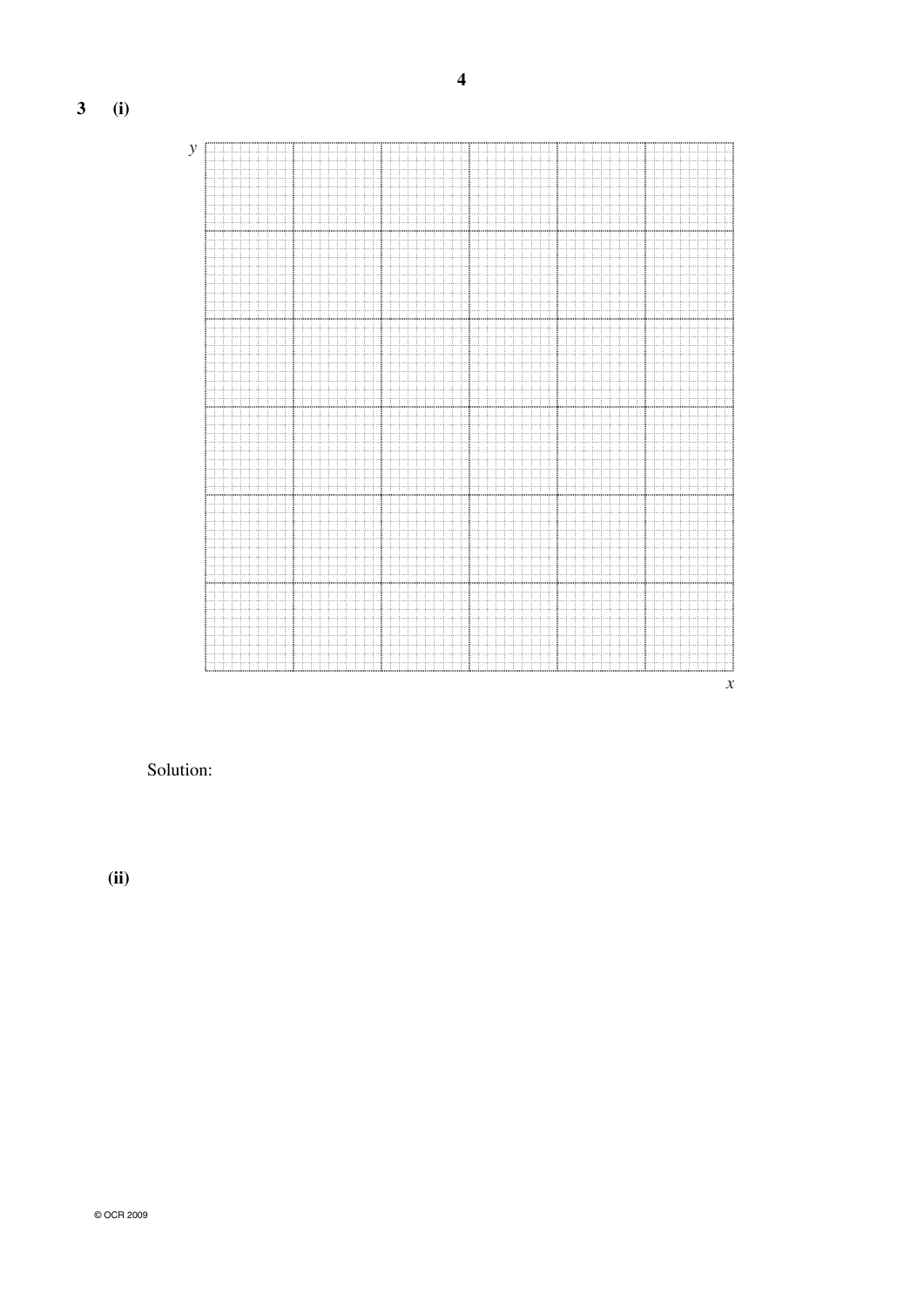**3 (i)**

$y$

$x$

Solution:

**(ii)**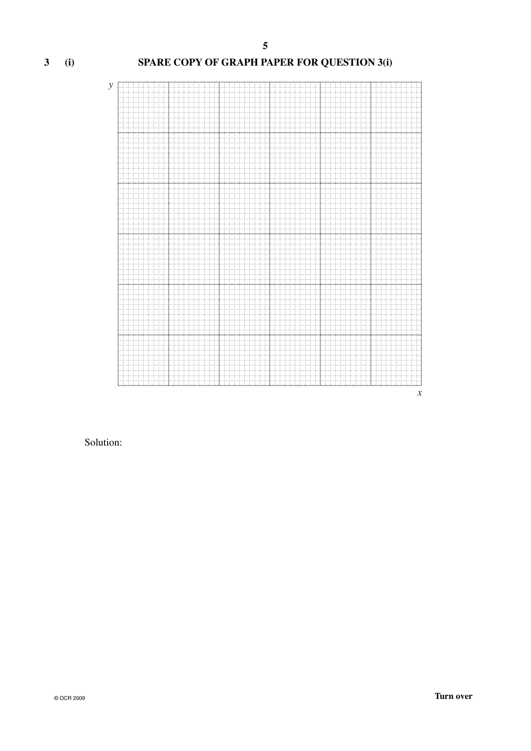**3 (i) SPARE COPY OF GRAPH PAPER FOR QUESTION 3(i)**

Solution: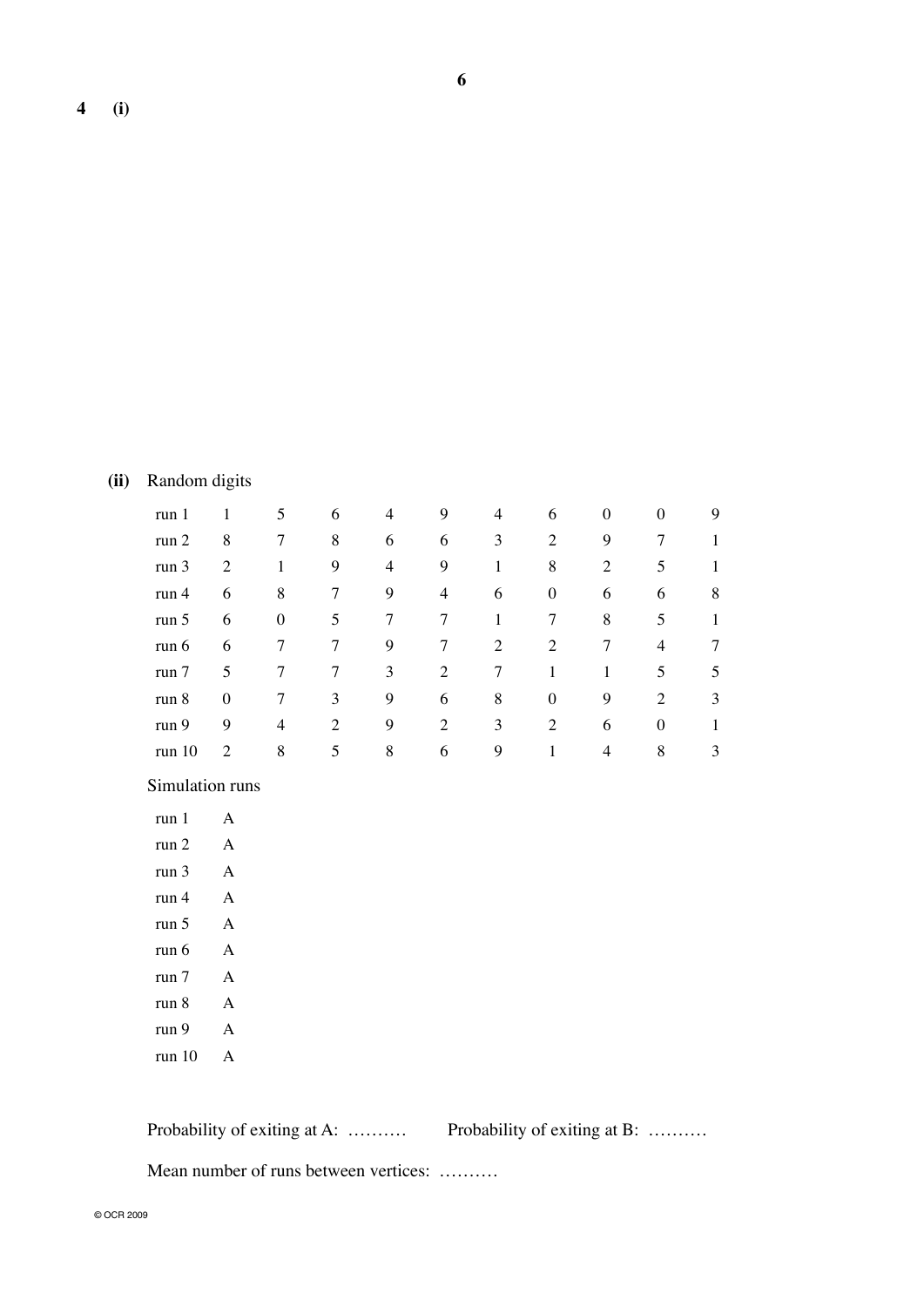**4 (i)**

**(ii)** Random digits

| | | | | | | | | | | |
|---|---|---|---|---|---|---|---|---|---|---|
| run 1 | 1 | 5 | 6 | 4 | 9 | 4 | 6 | 0 | 0 | 9 |
| run 2 | 8 | 7 | 8 | 6 | 6 | 3 | 2 | 9 | 7 | 1 |
| run 3 | 2 | 1 | 9 | 4 | 9 | 1 | 8 | 2 | 5 | 1 |
| run 4 | 6 | 8 | 7 | 9 | 4 | 6 | 0 | 6 | 6 | 8 |
| run 5 | 6 | 0 | 5 | 7 | 7 | 1 | 7 | 8 | 5 | 1 |
| run 6 | 6 | 7 | 7 | 9 | 7 | 2 | 2 | 7 | 4 | 7 |
| run 7 | 5 | 7 | 7 | 3 | 2 | 7 | 1 | 1 | 5 | 5 |
| run 8 | 0 | 7 | 3 | 9 | 6 | 8 | 0 | 9 | 2 | 3 |
| run 9 | 9 | 4 | 2 | 9 | 2 | 3 | 2 | 6 | 0 | 1 |
| run 10 | 2 | 8 | 5 | 8 | 6 | 9 | 1 | 4 | 8 | 3 |

Simulation runs

| | |
|---|---|
| run 1 | A |
| run 2 | A |
| run 3 | A |
| run 4 | A |
| run 5 | A |
| run 6 | A |
| run 7 | A |
| run 8 | A |
| run 9 | A |
| run 10 | A |

Probability of exiting at A: .......... Probability of exiting at B: ..........

Mean number of runs between vertices: ..........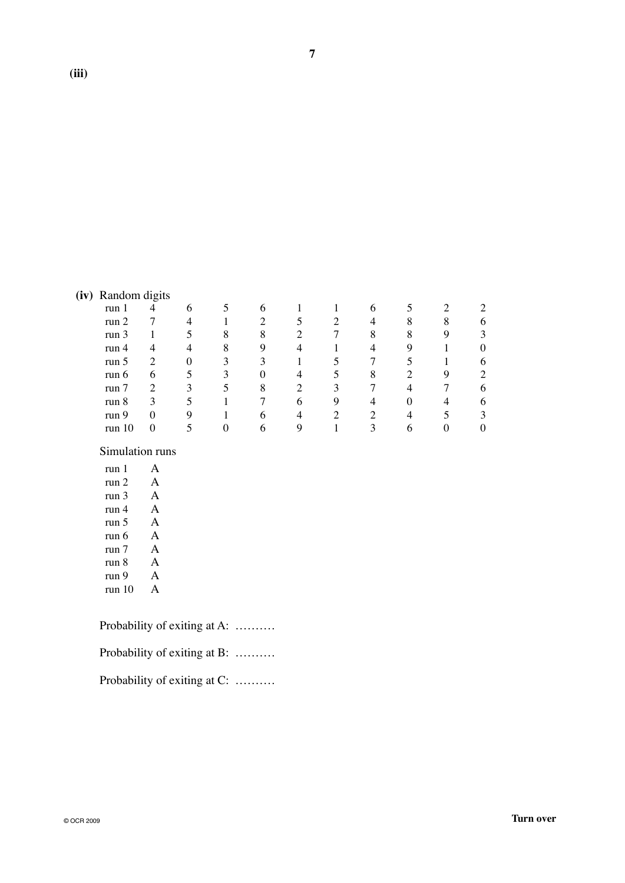**(iii)**

**(iv)** Random digits

| | | | | | | | | | | |
|---|---|---|---|---|---|---|---|---|---|---|
| run 1 | 4 | 6 | 5 | 6 | 1 | 1 | 6 | 5 | 2 | 2 |
| run 2 | 7 | 4 | 1 | 2 | 5 | 2 | 4 | 8 | 8 | 6 |
| run 3 | 1 | 5 | 8 | 8 | 2 | 7 | 8 | 8 | 9 | 3 |
| run 4 | 4 | 4 | 8 | 9 | 4 | 1 | 4 | 9 | 1 | 0 |
| run 5 | 2 | 0 | 3 | 3 | 1 | 5 | 7 | 5 | 1 | 6 |
| run 6 | 6 | 5 | 3 | 0 | 4 | 5 | 8 | 2 | 9 | 2 |
| run 7 | 2 | 3 | 5 | 8 | 2 | 3 | 7 | 4 | 7 | 6 |
| run 8 | 3 | 5 | 1 | 7 | 6 | 9 | 4 | 0 | 4 | 6 |
| run 9 | 0 | 9 | 1 | 6 | 4 | 2 | 2 | 4 | 5 | 3 |
| run 10 | 0 | 5 | 0 | 6 | 9 | 1 | 3 | 6 | 0 | 0 |

Simulation runs

| | |
|---|---|
| run 1 | A |
| run 2 | A |
| run 3 | A |
| run 4 | A |
| run 5 | A |
| run 6 | A |
| run 7 | A |
| run 8 | A |
| run 9 | A |
| run 10 | A |

Probability of exiting at A: ..........

Probability of exiting at B: ..........

Probability of exiting at C: ..........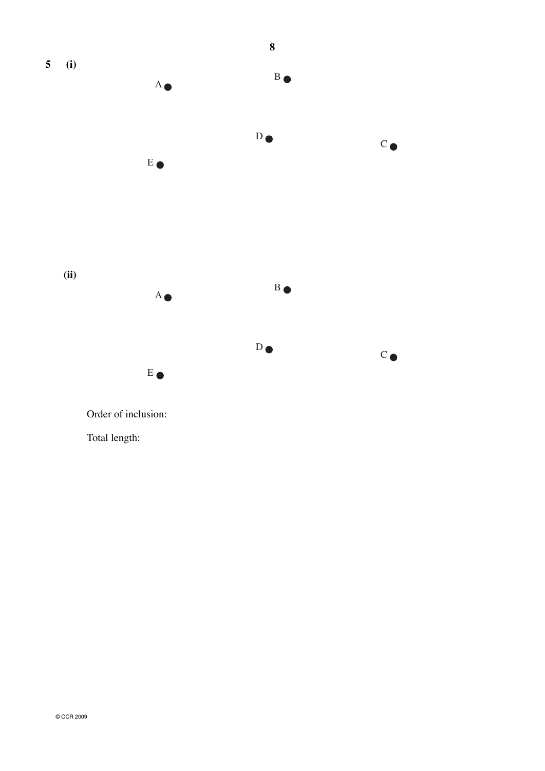**5** **(i)**

A

B

D

C

E

**(ii)**

A

B

D

C

E

Order of inclusion:

Total length: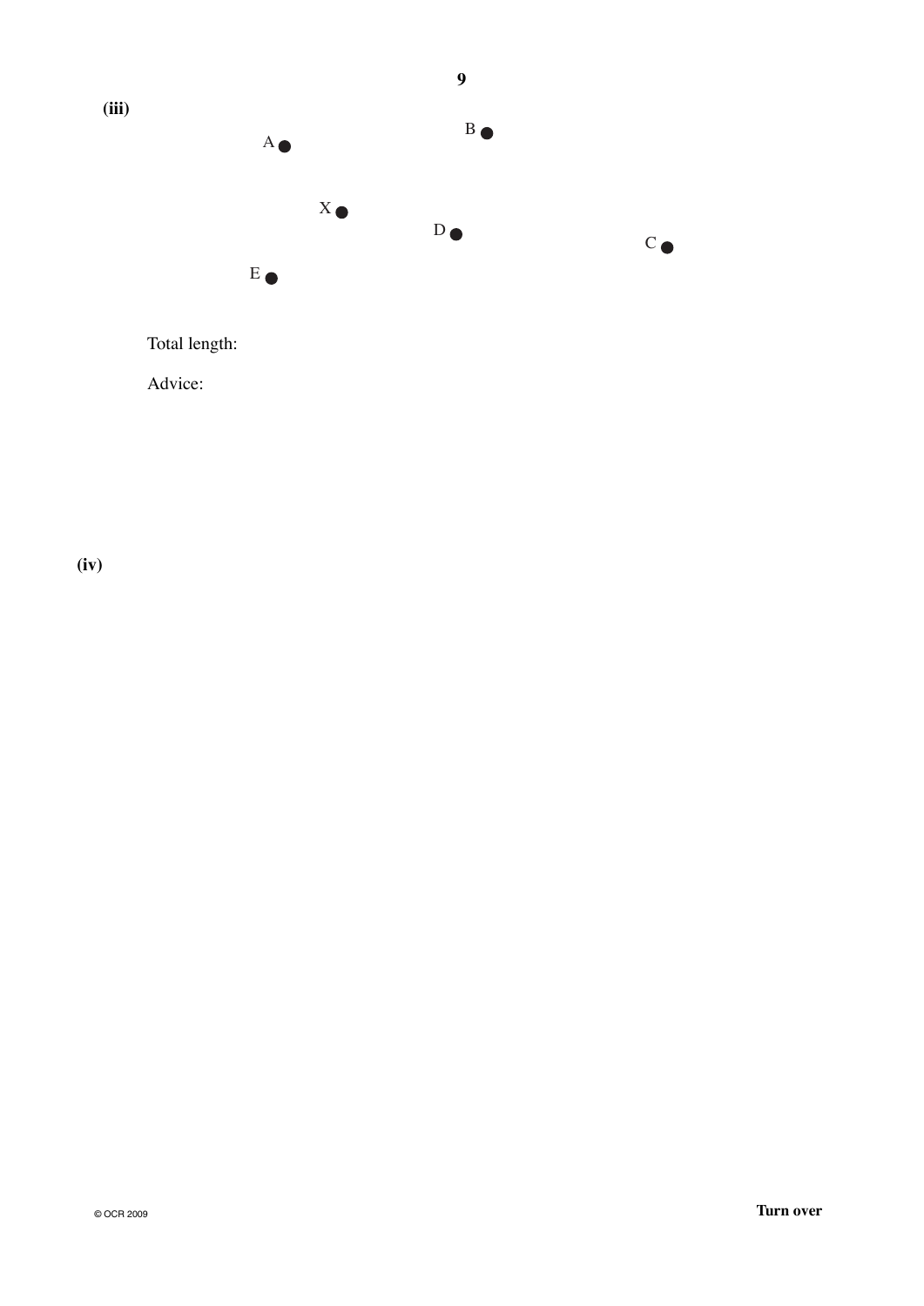**(iii)**

A B X D C E

Total length:

Advice:

**(iv)**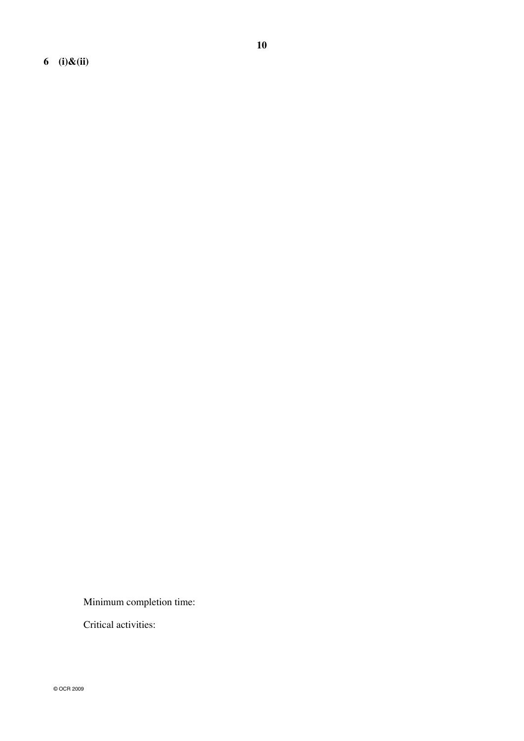**6 (i)&(ii)**

Minimum completion time:

Critical activities: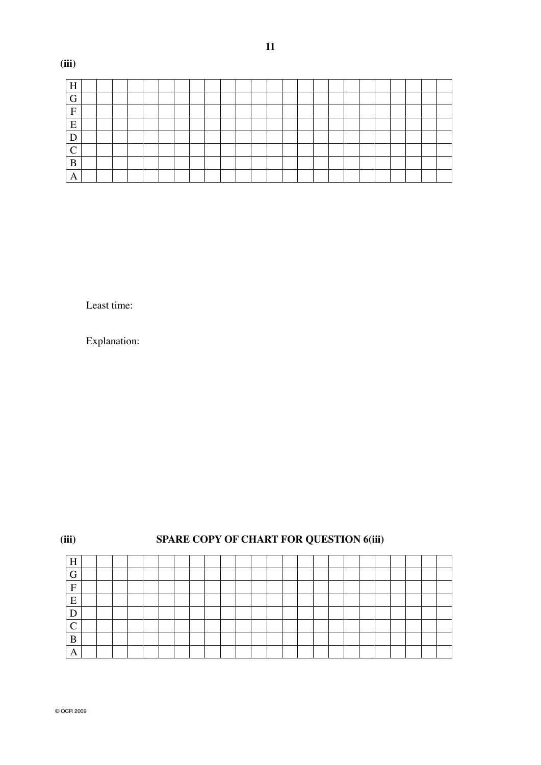**(iii)**

| | | | | | | | | | | | | | | | | | | | | | | | | |
|---|---|---|---|---|---|---|---|---|---|---|---|---|---|---|---|---|---|---|---|---|---|---|---|---|
| H | | | | | | | | | | | | | | | | | | | | | | | | |
| G | | | | | | | | | | | | | | | | | | | | | | | | |
| F | | | | | | | | | | | | | | | | | | | | | | | | |
| E | | | | | | | | | | | | | | | | | | | | | | | | |
| D | | | | | | | | | | | | | | | | | | | | | | | | |
| C | | | | | | | | | | | | | | | | | | | | | | | | |
| B | | | | | | | | | | | | | | | | | | | | | | | | |
| A | | | | | | | | | | | | | | | | | | | | | | | | |

Least time:

Explanation:

**(iii)** **SPARE COPY OF CHART FOR QUESTION 6(iii)**

| | | | | | | | | | | | | | | | | | | | | | | | | |
|---|---|---|---|---|---|---|---|---|---|---|---|---|---|---|---|---|---|---|---|---|---|---|---|---|
| H | | | | | | | | | | | | | | | | | | | | | | | | |
| G | | | | | | | | | | | | | | | | | | | | | | | | |
| F | | | | | | | | | | | | | | | | | | | | | | | | |
| E | | | | | | | | | | | | | | | | | | | | | | | | |
| D | | | | | | | | | | | | | | | | | | | | | | | | |
| C | | | | | | | | | | | | | | | | | | | | | | | | |
| B | | | | | | | | | | | | | | | | | | | | | | | | |
| A | | | | | | | | | | | | | | | | | | | | | | | | |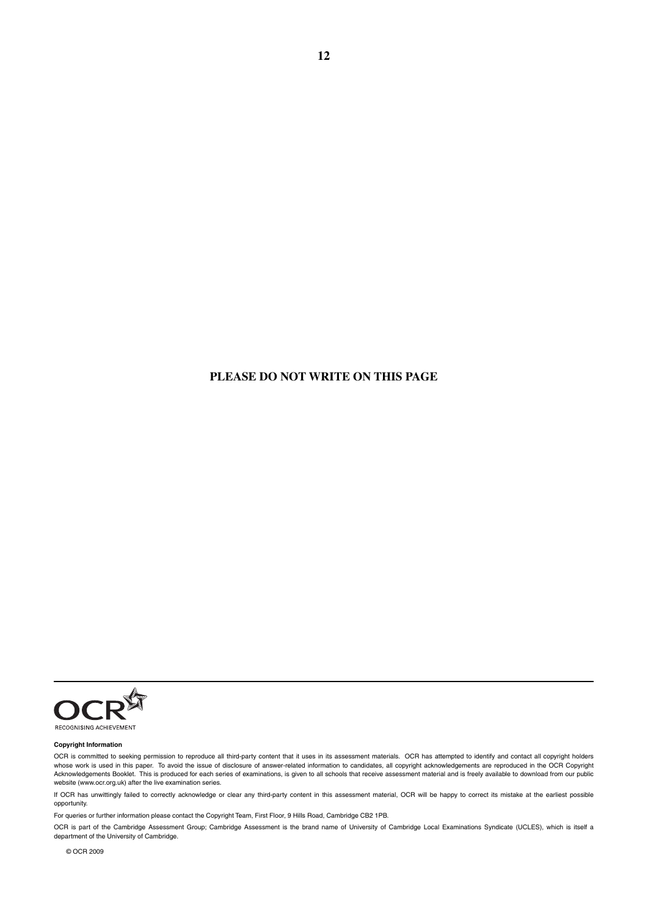**PLEASE DO NOT WRITE ON THIS PAGE**

RECOGNISING ACHIEVEMENT

**Copyright Information**

OCR is committed to seeking permission to reproduce all third-party content that it uses in its assessment materials. OCR has attempted to identify and contact all copyright holders whose work is used in this paper. To avoid the issue of disclosure of answer-related information to candidates, all copyright acknowledgements are reproduced in the OCR Copyright Acknowledgements Booklet. This is produced for each series of examinations, is given to all schools that receive assessment material and is freely available to download from our public website (www.ocr.org.uk) after the live examination series.

If OCR has unwittingly failed to correctly acknowledge or clear any third-party content in this assessment material, OCR will be happy to correct its mistake at the earliest possible opportunity.

For queries or further information please contact the Copyright Team, First Floor, 9 Hills Road, Cambridge CB2 1PB.

OCR is part of the Cambridge Assessment Group; Cambridge Assessment is the brand name of University of Cambridge Local Examinations Syndicate (UCLES), which is itself a department of the University of Cambridge.

© OCR 2009